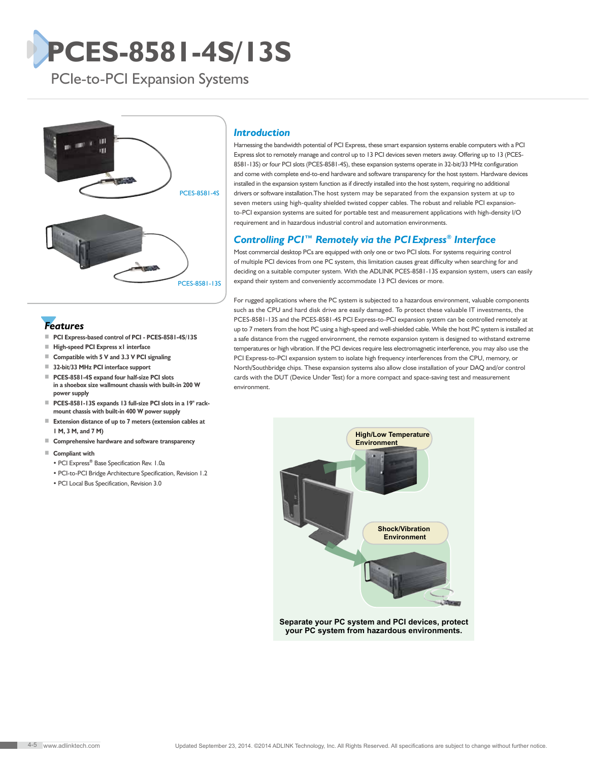# PCES-8581-4S/13S

## PCIe-to-PCI Expansion Systems

PCES-8581-4S

PCES-8581-13S

### Features

- PCI Express-based control of PCI - PCES-8581-4S/13S
- High-speed PCI Express x1 interface
- Compatible with 5 V and 3.3 V PCI signaling
- 32-bit/33 MHz PCI interface support
- PCES-8581-4S expand four half-size PCI slots in a shoebox size wallmount chassis with built-in 200 W power supply
- PCES-8581-13S expands 13 full-size PCI slots in a 19" rack-mount chassis with built-in 400 W power supply
- Extension distance of up to 7 meters (extension cables at 1 M, 3 M, and 7 M)
- Comprehensive hardware and software transparency
- Compliant with
  - PCI Express® Base Specification Rev. 1.0a
  - PCI-to-PCI Bridge Architecture Specification, Revision 1.2
  - PCI Local Bus Specification, Revision 3.0

### Introduction

Harnessing the bandwidth potential of PCI Express, these smart expansion systems enable computers with a PCI Express slot to remotely manage and control up to 13 PCI devices seven meters away. Offering up to 13 (PCES-8581-13S) or four PCI slots (PCES-8581-4S), these expansion systems operate in 32-bit/33 MHz configuration and come with complete end-to-end hardware and software transparency for the host system. Hardware devices installed in the expansion system function as if directly installed into the host system, requiring no additional drivers or software installation.The host system may be separated from the expansion system at up to seven meters using high-quality shielded twisted copper cables. The robust and reliable PCI expansion-to-PCI expansion systems are suited for portable test and measurement applications with high-density I/O requirement and in hazardous industrial control and automation environments.

### Controlling PCI™ Remotely via the PCI Express® Interface

Most commercial desktop PCs are equipped with only one or two PCI slots. For systems requiring control of multiple PCI devices from one PC system, this limitation causes great difficulty when searching for and deciding on a suitable computer system. With the ADLINK PCES-8581-13S expansion system, users can easily expand their system and conveniently accommodate 13 PCI devices or more.

For rugged applications where the PC system is subjected to a hazardous environment, valuable components such as the CPU and hard disk drive are easily damaged. To protect these valuable IT investments, the PCES-8581-13S and the PCES-8581-4S PCI Express-to-PCI expansion system can be controlled remotely at up to 7 meters from the host PC using a high-speed and well-shielded cable. While the host PC system is installed at a safe distance from the rugged environment, the remote expansion system is designed to withstand extreme temperatures or high vibration. If the PCI devices require less electromagnetic interference, you may also use the PCI Express-to-PCI expansion system to isolate high frequency interferences from the CPU, memory, or North/Southbridge chips. These expansion systems also allow close installation of your DAQ and/or control cards with the DUT (Device Under Test) for a more compact and space-saving test and measurement environment.

High/Low Temperature Environment

Shock/Vibration Environment

**Separate your PC system and PCI devices, protect your PC system from hazardous environments.**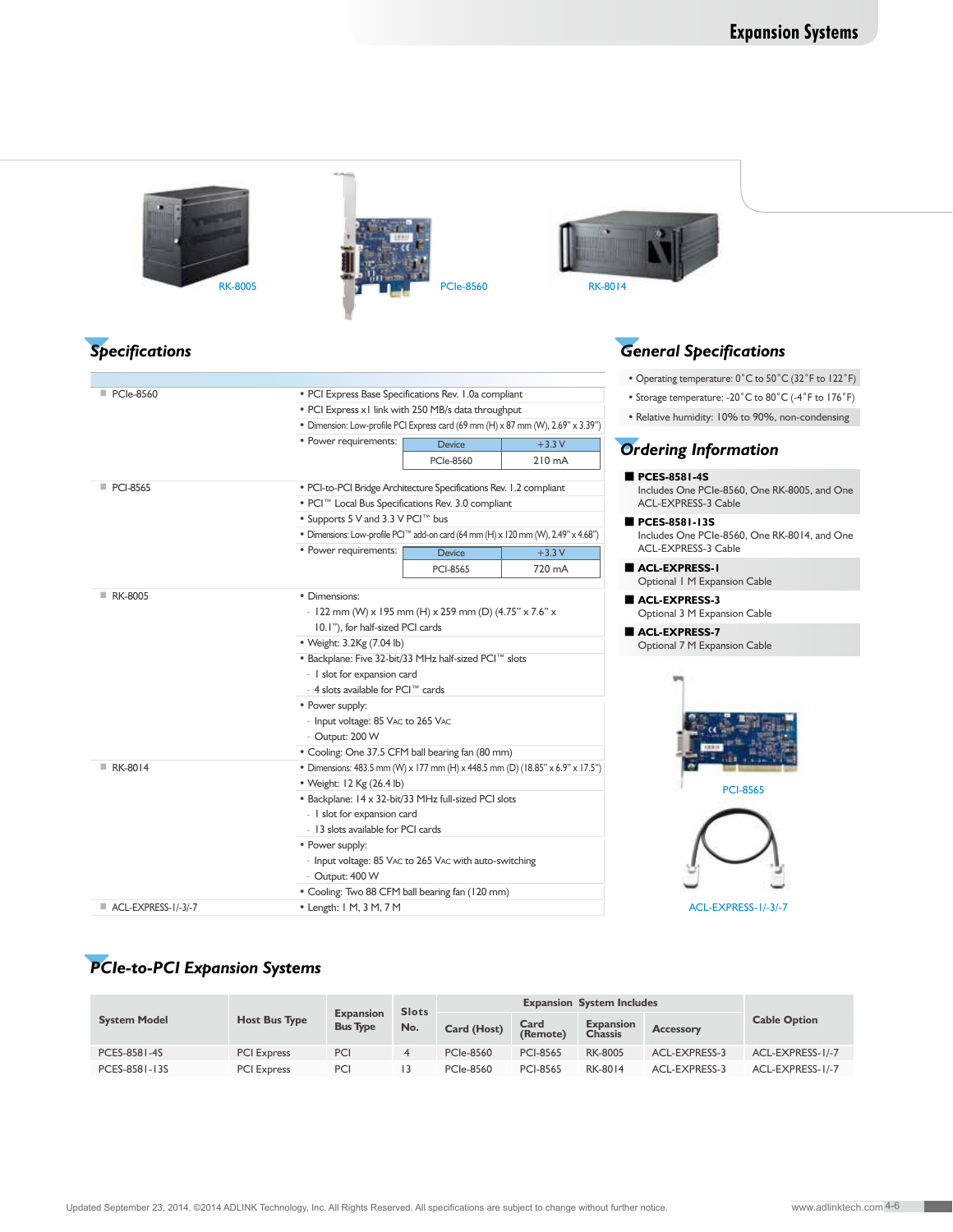RK-8005 PCIe-8560 RK-8014

## Specifications

| | |
|---|---|
| PCIe-8560 | • PCI Express Base Specifications Rev. 1.0a compliant<br>• PCI Express x1 link with 250 MB/s data throughput<br>• Dimension: Low-profile PCI Express card (69 mm (H) x 87 mm (W), 2.69" x 3.39")<br>• Power requirements: Device PCIe-8560, +3.3 V 210 mA |
| PCI-8565 | • PCI-to-PCI Bridge Architecture Specifications Rev. 1.2 compliant<br>• PCI™ Local Bus Specifications Rev. 3.0 compliant<br>• Supports 5 V and 3.3 V PCI™ bus<br>• Dimensions: Low-profile PCI™ add-on card (64 mm (H) x 120 mm (W), 2.49" x 4.68")<br>• Power requirements: Device PCI-8565, +3.3 V 720 mA |
| RK-8005 | • Dimensions:<br>- 122 mm (W) x 195 mm (H) x 259 mm (D) (4.75" x 7.6" x 10.1"), for half-sized PCI cards<br>• Weight: 3.2Kg (7.04 lb)<br>• Backplane: Five 32-bit/33 MHz half-sized PCI™ slots<br>- 1 slot for expansion card<br>- 4 slots available for PCI™ cards<br>• Power supply:<br>- Input voltage: 85 VAC to 265 VAC<br>- Output: 200 W<br>• Cooling: One 37.5 CFM ball bearing fan (80 mm) |
| RK-8014 | • Dimensions: 483.5 mm (W) x 177 mm (H) x 448.5 mm (D) (18.85" x 6.9" x 17.5")<br>• Weight: 12 Kg (26.4 lb)<br>• Backplane: 14 x 32-bit/33 MHz full-sized PCI slots<br>- 1 slot for expansion card<br>- 13 slots available for PCI cards<br>• Power supply:<br>- Input voltage: 85 VAC to 265 VAC with auto-switching<br>- Output: 400 W<br>• Cooling: Two 88 CFM ball bearing fan (120 mm) |
| ACL-EXPRESS-1/-3/-7 | • Length: 1 M, 3 M, 7 M |

## General Specifications

- Operating temperature: 0°C to 50°C (32°F to 122°F)
- Storage temperature: -20°C to 80°C (-4°F to 176°F)
- Relative humidity: 10% to 90%, non-condensing

## Ordering Information

■ **PCES-8581-4S**
Includes One PCIe-8560, One RK-8005, and One ACL-EXPRESS-3 Cable

■ **PCES-8581-13S**
Includes One PCIe-8560, One RK-8014, and One ACL-EXPRESS-3 Cable

■ **ACL-EXPRESS-1**
Optional 1 M Expansion Cable

■ **ACL-EXPRESS-3**
Optional 3 M Expansion Cable

■ **ACL-EXPRESS-7**
Optional 7 M Expansion Cable

PCI-8565

ACL-EXPRESS-1/-3/-7

## PCIe-to-PCI Expansion Systems

| System Model | Host Bus Type | Expansion Bus Type | Slots No. | Expansion System Includes | | | | Cable Option |
|---|---|---|---|---|---|---|---|---|
| | | | | Card (Host) | Card (Remote) | Expansion Chassis | Accessory | |
| PCES-8581-4S | PCI Express | PCI | 4 | PCIe-8560 | PCI-8565 | RK-8005 | ACL-EXPRESS-3 | ACL-EXPRESS-1/-7 |
| PCES-8581-13S | PCI Express | PCI | 13 | PCIe-8560 | PCI-8565 | RK-8014 | ACL-EXPRESS-3 | ACL-EXPRESS-1/-7 |

Updated September 23, 2014. ©2014 ADLINK Technology, Inc. All Rights Reserved. All specifications are subject to change without further notice.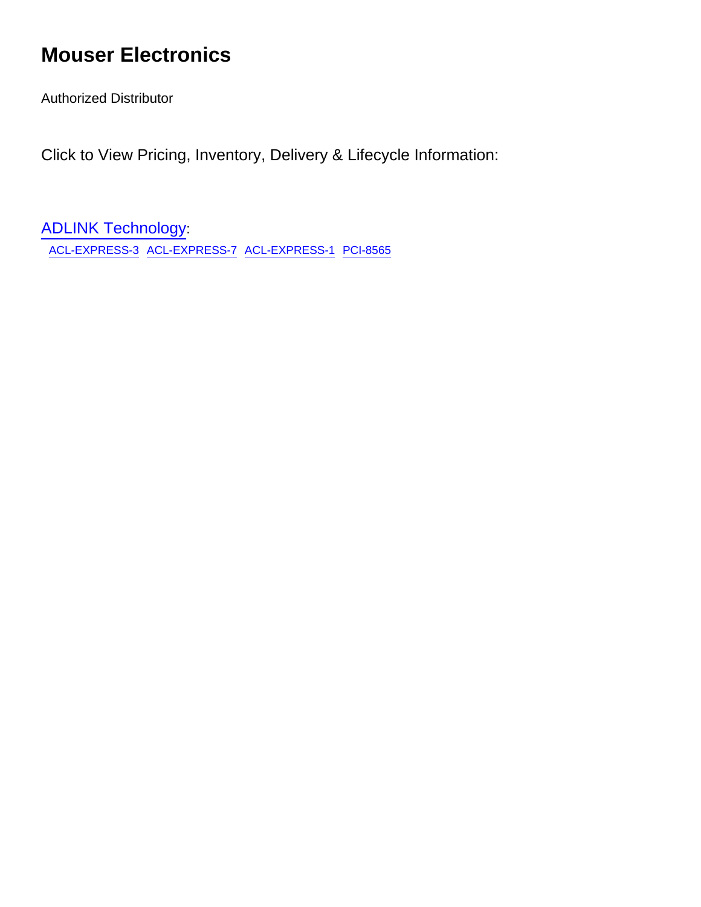# Mouser Electronics

Authorized Distributor

Click to View Pricing, Inventory, Delivery & Lifecycle Information:

ADLINK Technology:

ACL-EXPRESS-3 ACL-EXPRESS-7 ACL-EXPRESS-1 PCI-8565